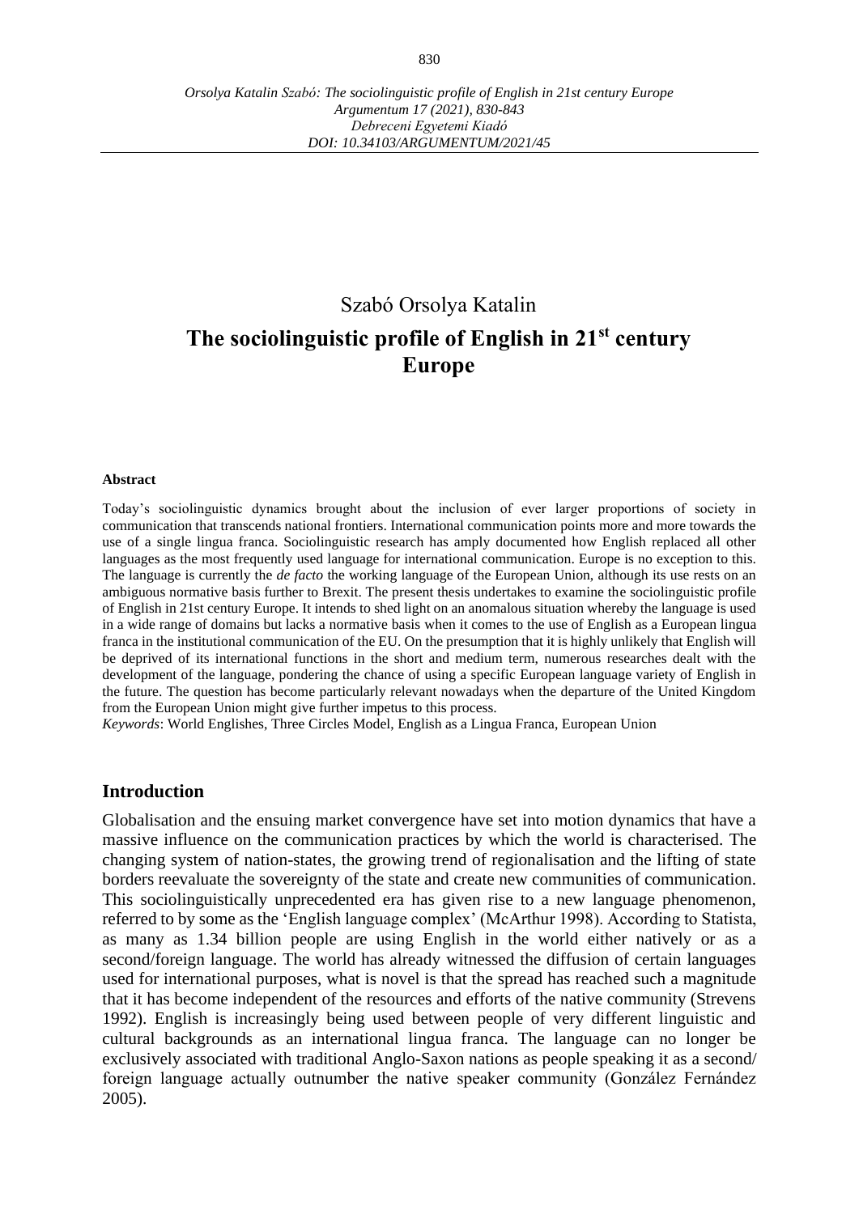Szabó Orsolya Katalin

# The sociolinguistic profile of English in 21st century Europe

**Abstract**

Today's sociolinguistic dynamics brought about the inclusion of ever larger proportions of society in communication that transcends national frontiers. International communication points more and more towards the use of a single lingua franca. Sociolinguistic research has amply documented how English replaced all other languages as the most frequently used language for international communication. Europe is no exception to this. The language is currently the *de facto* the working language of the European Union, although its use rests on an ambiguous normative basis further to Brexit. The present thesis undertakes to examine the sociolinguistic profile of English in 21st century Europe. It intends to shed light on an anomalous situation whereby the language is used in a wide range of domains but lacks a normative basis when it comes to the use of English as a European lingua franca in the institutional communication of the EU. On the presumption that it is highly unlikely that English will be deprived of its international functions in the short and medium term, numerous researches dealt with the development of the language, pondering the chance of using a specific European language variety of English in the future. The question has become particularly relevant nowadays when the departure of the United Kingdom from the European Union might give further impetus to this process.

*Keywords*: World Englishes, Three Circles Model, English as a Lingua Franca, European Union

## Introduction

Globalisation and the ensuing market convergence have set into motion dynamics that have a massive influence on the communication practices by which the world is characterised. The changing system of nation-states, the growing trend of regionalisation and the lifting of state borders reevaluate the sovereignty of the state and create new communities of communication. This sociolinguistically unprecedented era has given rise to a new language phenomenon, referred to by some as the 'English language complex' (McArthur 1998). According to Statista, as many as 1.34 billion people are using English in the world either natively or as a second/foreign language. The world has already witnessed the diffusion of certain languages used for international purposes, what is novel is that the spread has reached such a magnitude that it has become independent of the resources and efforts of the native community (Strevens 1992). English is increasingly being used between people of very different linguistic and cultural backgrounds as an international lingua franca. The language can no longer be exclusively associated with traditional Anglo-Saxon nations as people speaking it as a second/ foreign language actually outnumber the native speaker community (González Fernández 2005).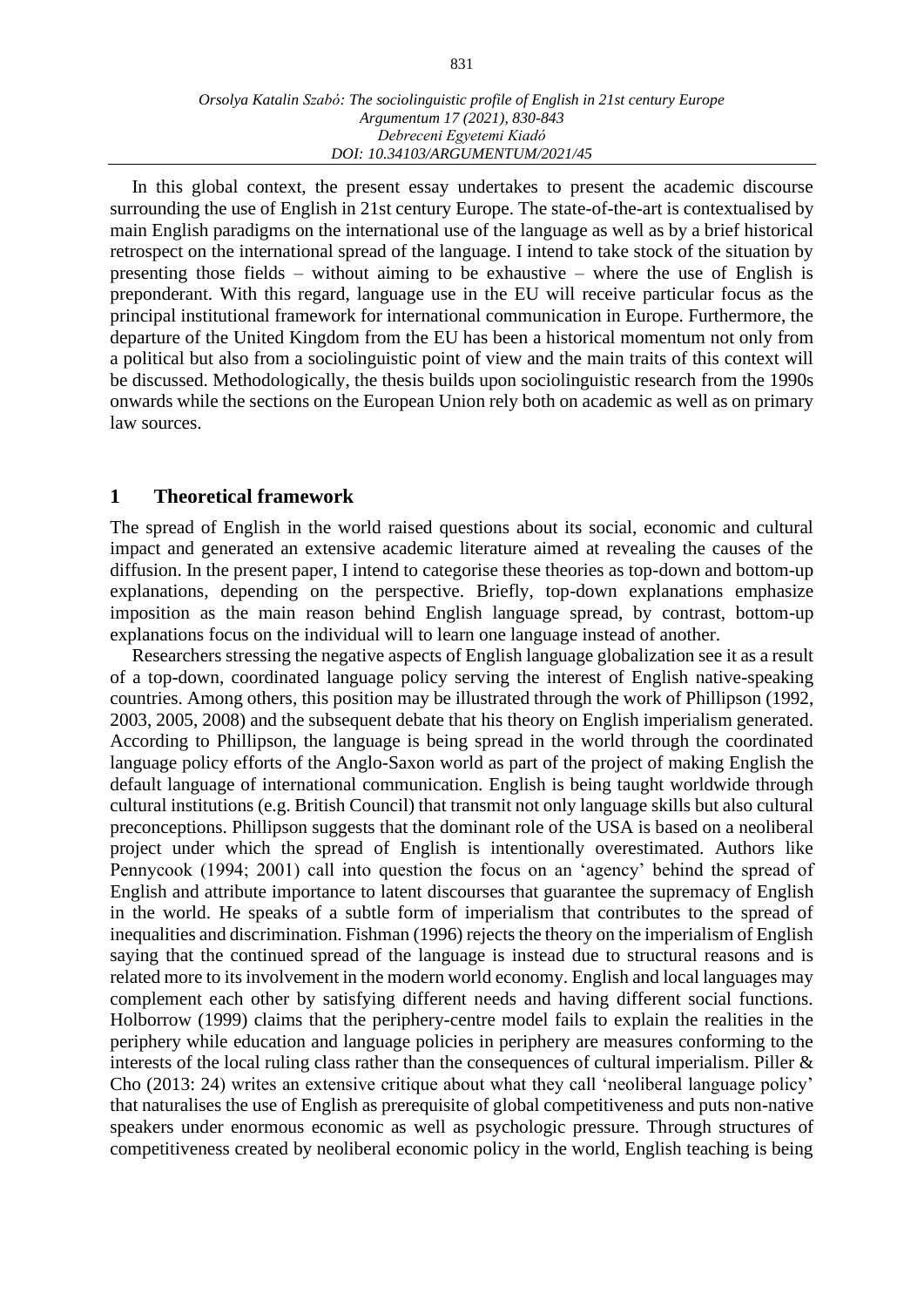In this global context, the present essay undertakes to present the academic discourse surrounding the use of English in 21st century Europe. The state-of-the-art is contextualised by main English paradigms on the international use of the language as well as by a brief historical retrospect on the international spread of the language. I intend to take stock of the situation by presenting those fields – without aiming to be exhaustive – where the use of English is preponderant. With this regard, language use in the EU will receive particular focus as the principal institutional framework for international communication in Europe. Furthermore, the departure of the United Kingdom from the EU has been a historical momentum not only from a political but also from a sociolinguistic point of view and the main traits of this context will be discussed. Methodologically, the thesis builds upon sociolinguistic research from the 1990s onwards while the sections on the European Union rely both on academic as well as on primary law sources.

## 1 Theoretical framework

The spread of English in the world raised questions about its social, economic and cultural impact and generated an extensive academic literature aimed at revealing the causes of the diffusion. In the present paper, I intend to categorise these theories as top-down and bottom-up explanations, depending on the perspective. Briefly, top-down explanations emphasize imposition as the main reason behind English language spread, by contrast, bottom-up explanations focus on the individual will to learn one language instead of another.

Researchers stressing the negative aspects of English language globalization see it as a result of a top-down, coordinated language policy serving the interest of English native-speaking countries. Among others, this position may be illustrated through the work of Phillipson (1992, 2003, 2005, 2008) and the subsequent debate that his theory on English imperialism generated. According to Phillipson, the language is being spread in the world through the coordinated language policy efforts of the Anglo-Saxon world as part of the project of making English the default language of international communication. English is being taught worldwide through cultural institutions (e.g. British Council) that transmit not only language skills but also cultural preconceptions. Phillipson suggests that the dominant role of the USA is based on a neoliberal project under which the spread of English is intentionally overestimated. Authors like Pennycook (1994; 2001) call into question the focus on an 'agency' behind the spread of English and attribute importance to latent discourses that guarantee the supremacy of English in the world. He speaks of a subtle form of imperialism that contributes to the spread of inequalities and discrimination. Fishman (1996) rejects the theory on the imperialism of English saying that the continued spread of the language is instead due to structural reasons and is related more to its involvement in the modern world economy. English and local languages may complement each other by satisfying different needs and having different social functions. Holborrow (1999) claims that the periphery-centre model fails to explain the realities in the periphery while education and language policies in periphery are measures conforming to the interests of the local ruling class rather than the consequences of cultural imperialism. Piller & Cho (2013: 24) writes an extensive critique about what they call 'neoliberal language policy' that naturalises the use of English as prerequisite of global competitiveness and puts non-native speakers under enormous economic as well as psychologic pressure. Through structures of competitiveness created by neoliberal economic policy in the world, English teaching is being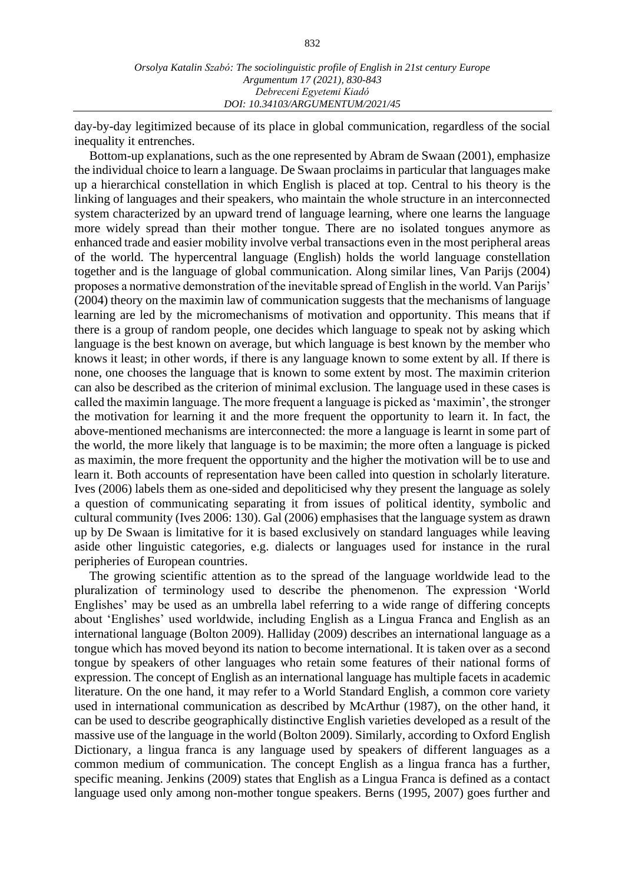day-by-day legitimized because of its place in global communication, regardless of the social inequality it entrenches.

Bottom-up explanations, such as the one represented by Abram de Swaan (2001), emphasize the individual choice to learn a language. De Swaan proclaims in particular that languages make up a hierarchical constellation in which English is placed at top. Central to his theory is the linking of languages and their speakers, who maintain the whole structure in an interconnected system characterized by an upward trend of language learning, where one learns the language more widely spread than their mother tongue. There are no isolated tongues anymore as enhanced trade and easier mobility involve verbal transactions even in the most peripheral areas of the world. The hypercentral language (English) holds the world language constellation together and is the language of global communication. Along similar lines, Van Parijs (2004) proposes a normative demonstration of the inevitable spread of English in the world. Van Parijs' (2004) theory on the maximin law of communication suggests that the mechanisms of language learning are led by the micromechanisms of motivation and opportunity. This means that if there is a group of random people, one decides which language to speak not by asking which language is the best known on average, but which language is best known by the member who knows it least; in other words, if there is any language known to some extent by all. If there is none, one chooses the language that is known to some extent by most. The maximin criterion can also be described as the criterion of minimal exclusion. The language used in these cases is called the maximin language. The more frequent a language is picked as 'maximin', the stronger the motivation for learning it and the more frequent the opportunity to learn it. In fact, the above-mentioned mechanisms are interconnected: the more a language is learnt in some part of the world, the more likely that language is to be maximin; the more often a language is picked as maximin, the more frequent the opportunity and the higher the motivation will be to use and learn it. Both accounts of representation have been called into question in scholarly literature. Ives (2006) labels them as one-sided and depoliticised why they present the language as solely a question of communicating separating it from issues of political identity, symbolic and cultural community (Ives 2006: 130). Gal (2006) emphasises that the language system as drawn up by De Swaan is limitative for it is based exclusively on standard languages while leaving aside other linguistic categories, e.g. dialects or languages used for instance in the rural peripheries of European countries.

The growing scientific attention as to the spread of the language worldwide lead to the pluralization of terminology used to describe the phenomenon. The expression 'World Englishes' may be used as an umbrella label referring to a wide range of differing concepts about 'Englishes' used worldwide, including English as a Lingua Franca and English as an international language (Bolton 2009). Halliday (2009) describes an international language as a tongue which has moved beyond its nation to become international. It is taken over as a second tongue by speakers of other languages who retain some features of their national forms of expression. The concept of English as an international language has multiple facets in academic literature. On the one hand, it may refer to a World Standard English, a common core variety used in international communication as described by McArthur (1987), on the other hand, it can be used to describe geographically distinctive English varieties developed as a result of the massive use of the language in the world (Bolton 2009). Similarly, according to Oxford English Dictionary, a lingua franca is any language used by speakers of different languages as a common medium of communication. The concept English as a lingua franca has a further, specific meaning. Jenkins (2009) states that English as a Lingua Franca is defined as a contact language used only among non-mother tongue speakers. Berns (1995, 2007) goes further and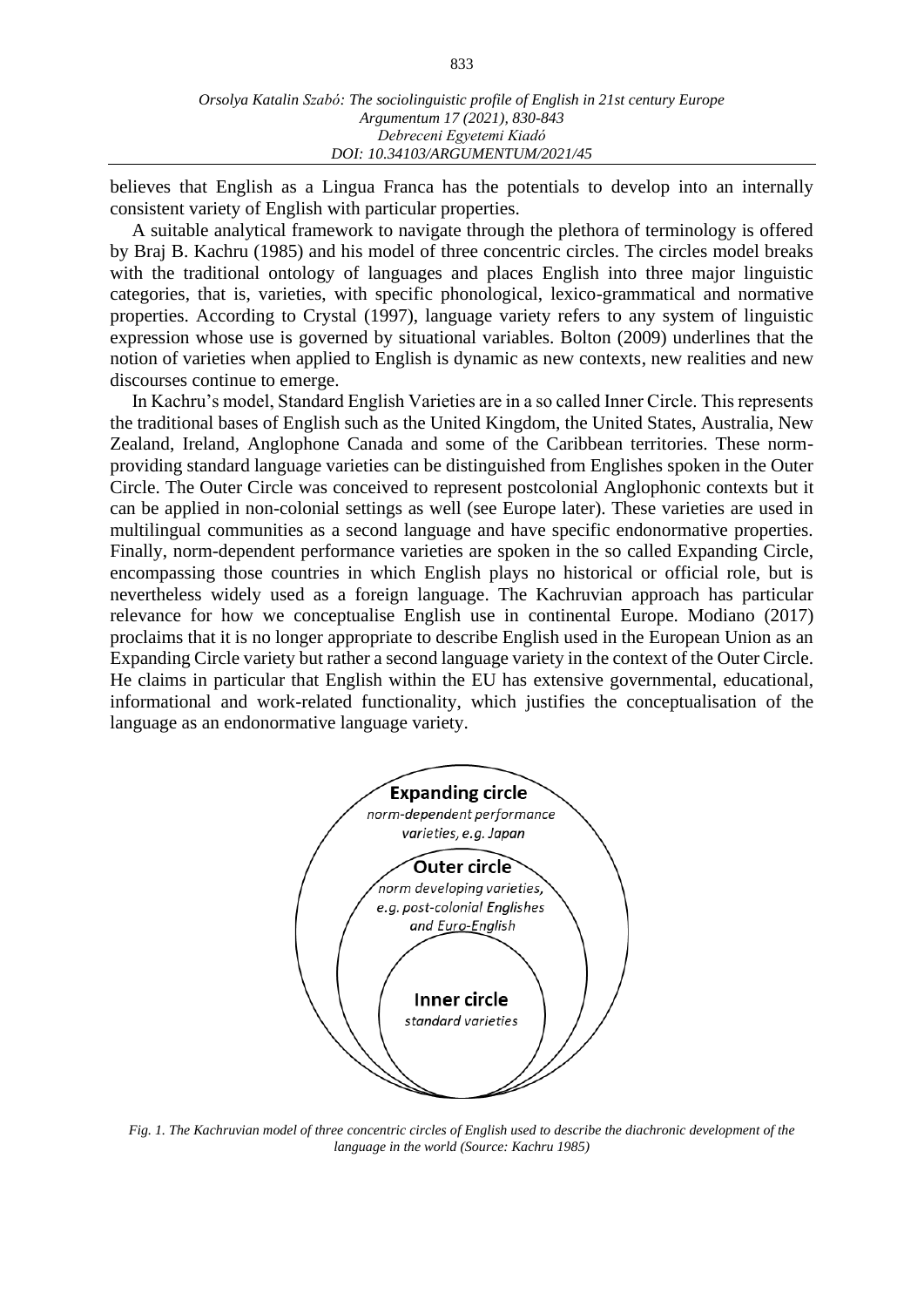believes that English as a Lingua Franca has the potentials to develop into an internally consistent variety of English with particular properties.

A suitable analytical framework to navigate through the plethora of terminology is offered by Braj B. Kachru (1985) and his model of three concentric circles. The circles model breaks with the traditional ontology of languages and places English into three major linguistic categories, that is, varieties, with specific phonological, lexico-grammatical and normative properties. According to Crystal (1997), language variety refers to any system of linguistic expression whose use is governed by situational variables. Bolton (2009) underlines that the notion of varieties when applied to English is dynamic as new contexts, new realities and new discourses continue to emerge.

In Kachru's model, Standard English Varieties are in a so called Inner Circle. This represents the traditional bases of English such as the United Kingdom, the United States, Australia, New Zealand, Ireland, Anglophone Canada and some of the Caribbean territories. These norm-providing standard language varieties can be distinguished from Englishes spoken in the Outer Circle. The Outer Circle was conceived to represent postcolonial Anglophonic contexts but it can be applied in non-colonial settings as well (see Europe later). These varieties are used in multilingual communities as a second language and have specific endonormative properties. Finally, norm-dependent performance varieties are spoken in the so called Expanding Circle, encompassing those countries in which English plays no historical or official role, but is nevertheless widely used as a foreign language. The Kachruvian approach has particular relevance for how we conceptualise English use in continental Europe. Modiano (2017) proclaims that it is no longer appropriate to describe English used in the European Union as an Expanding Circle variety but rather a second language variety in the context of the Outer Circle. He claims in particular that English within the EU has extensive governmental, educational, informational and work-related functionality, which justifies the conceptualisation of the language as an endonormative language variety.

**Expanding circle**
*norm-dependent performance varieties, e.g. Japan*

**Outer circle**
*norm developing varieties, e.g. post-colonial Englishes and Euro-English*

**Inner circle**
*standard varieties*

*Fig. 1. The Kachruvian model of three concentric circles of English used to describe the diachronic development of the language in the world (Source: Kachru 1985)*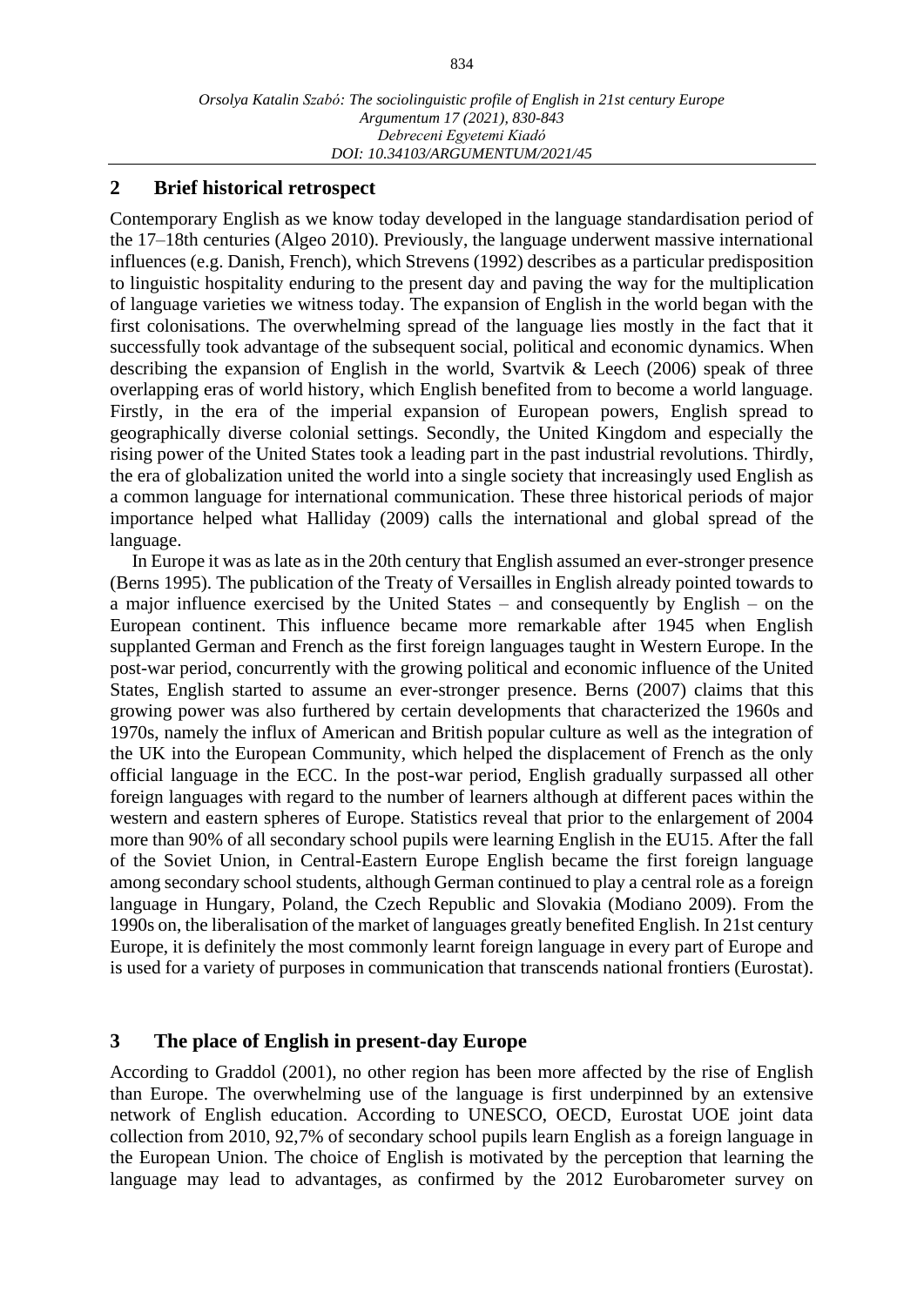## 2 Brief historical retrospect

Contemporary English as we know today developed in the language standardisation period of the 17–18th centuries (Algeo 2010). Previously, the language underwent massive international influences (e.g. Danish, French), which Strevens (1992) describes as a particular predisposition to linguistic hospitality enduring to the present day and paving the way for the multiplication of language varieties we witness today. The expansion of English in the world began with the first colonisations. The overwhelming spread of the language lies mostly in the fact that it successfully took advantage of the subsequent social, political and economic dynamics. When describing the expansion of English in the world, Svartvik & Leech (2006) speak of three overlapping eras of world history, which English benefited from to become a world language. Firstly, in the era of the imperial expansion of European powers, English spread to geographically diverse colonial settings. Secondly, the United Kingdom and especially the rising power of the United States took a leading part in the past industrial revolutions. Thirdly, the era of globalization united the world into a single society that increasingly used English as a common language for international communication. These three historical periods of major importance helped what Halliday (2009) calls the international and global spread of the language.

In Europe it was as late as in the 20th century that English assumed an ever-stronger presence (Berns 1995). The publication of the Treaty of Versailles in English already pointed towards to a major influence exercised by the United States – and consequently by English – on the European continent. This influence became more remarkable after 1945 when English supplanted German and French as the first foreign languages taught in Western Europe. In the post-war period, concurrently with the growing political and economic influence of the United States, English started to assume an ever-stronger presence. Berns (2007) claims that this growing power was also furthered by certain developments that characterized the 1960s and 1970s, namely the influx of American and British popular culture as well as the integration of the UK into the European Community, which helped the displacement of French as the only official language in the ECC. In the post-war period, English gradually surpassed all other foreign languages with regard to the number of learners although at different paces within the western and eastern spheres of Europe. Statistics reveal that prior to the enlargement of 2004 more than 90% of all secondary school pupils were learning English in the EU15. After the fall of the Soviet Union, in Central-Eastern Europe English became the first foreign language among secondary school students, although German continued to play a central role as a foreign language in Hungary, Poland, the Czech Republic and Slovakia (Modiano 2009). From the 1990s on, the liberalisation of the market of languages greatly benefited English. In 21st century Europe, it is definitely the most commonly learnt foreign language in every part of Europe and is used for a variety of purposes in communication that transcends national frontiers (Eurostat).

## 3 The place of English in present-day Europe

According to Graddol (2001), no other region has been more affected by the rise of English than Europe. The overwhelming use of the language is first underpinned by an extensive network of English education. According to UNESCO, OECD, Eurostat UOE joint data collection from 2010, 92,7% of secondary school pupils learn English as a foreign language in the European Union. The choice of English is motivated by the perception that learning the language may lead to advantages, as confirmed by the 2012 Eurobarometer survey on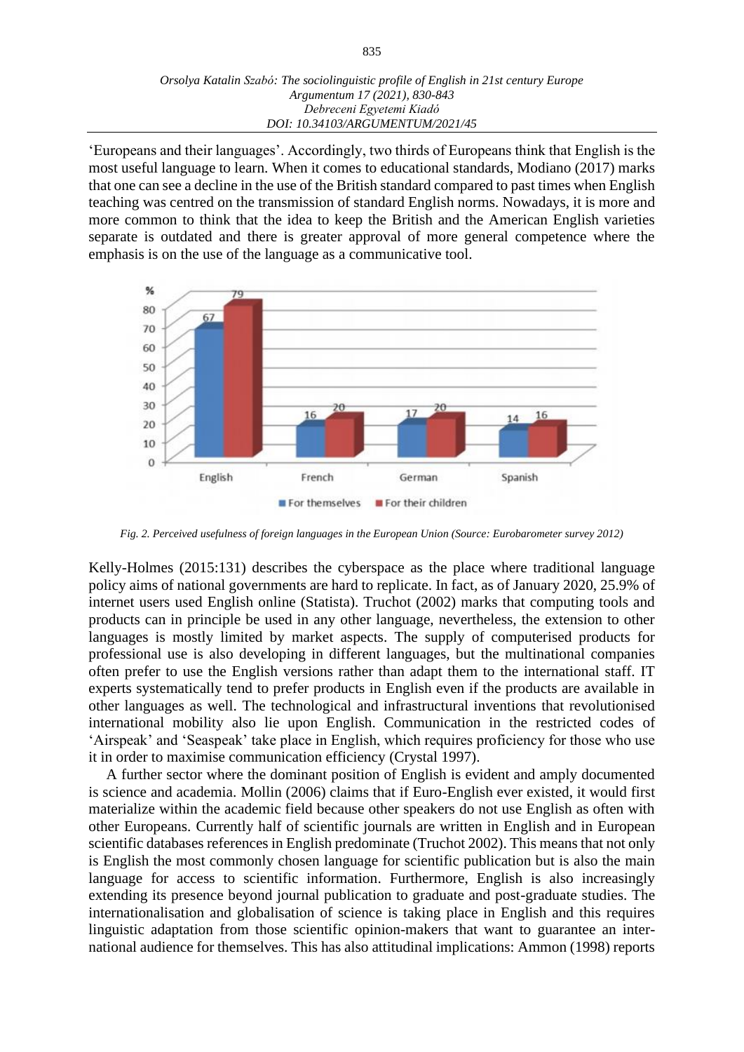'Europeans and their languages'. Accordingly, two thirds of Europeans think that English is the most useful language to learn. When it comes to educational standards, Modiano (2017) marks that one can see a decline in the use of the British standard compared to past times when English teaching was centred on the transmission of standard English norms. Nowadays, it is more and more common to think that the idea to keep the British and the American English varieties separate is outdated and there is greater approval of more general competence where the emphasis is on the use of the language as a communicative tool.

*Fig. 2. Perceived usefulness of foreign languages in the European Union (Source: Eurobarometer survey 2012)*

Kelly-Holmes (2015:131) describes the cyberspace as the place where traditional language policy aims of national governments are hard to replicate. In fact, as of January 2020, 25.9% of internet users used English online (Statista). Truchot (2002) marks that computing tools and products can in principle be used in any other language, nevertheless, the extension to other languages is mostly limited by market aspects. The supply of computerised products for professional use is also developing in different languages, but the multinational companies often prefer to use the English versions rather than adapt them to the international staff. IT experts systematically tend to prefer products in English even if the products are available in other languages as well. The technological and infrastructural inventions that revolutionised international mobility also lie upon English. Communication in the restricted codes of 'Airspeak' and 'Seaspeak' take place in English, which requires proficiency for those who use it in order to maximise communication efficiency (Crystal 1997).

A further sector where the dominant position of English is evident and amply documented is science and academia. Mollin (2006) claims that if Euro-English ever existed, it would first materialize within the academic field because other speakers do not use English as often with other Europeans. Currently half of scientific journals are written in English and in European scientific databases references in English predominate (Truchot 2002). This means that not only is English the most commonly chosen language for scientific publication but is also the main language for access to scientific information. Furthermore, English is also increasingly extending its presence beyond journal publication to graduate and post-graduate studies. The internationalisation and globalisation of science is taking place in English and this requires linguistic adaptation from those scientific opinion-makers that want to guarantee an international audience for themselves. This has also attitudinal implications: Ammon (1998) reports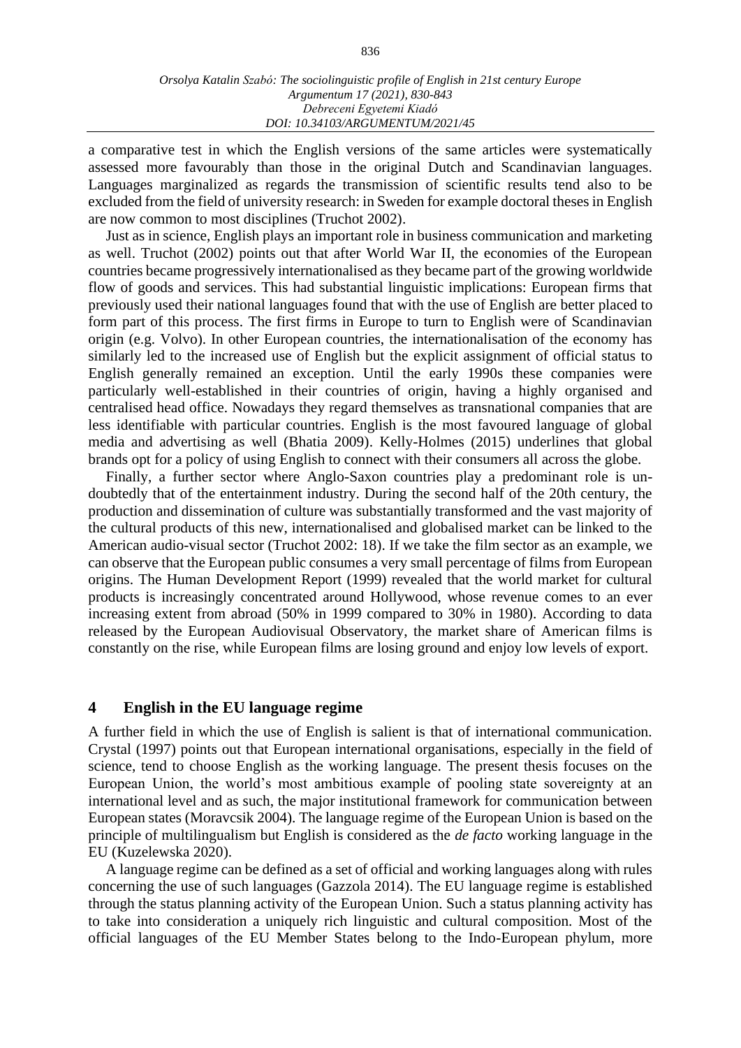a comparative test in which the English versions of the same articles were systematically assessed more favourably than those in the original Dutch and Scandinavian languages. Languages marginalized as regards the transmission of scientific results tend also to be excluded from the field of university research: in Sweden for example doctoral theses in English are now common to most disciplines (Truchot 2002).

Just as in science, English plays an important role in business communication and marketing as well. Truchot (2002) points out that after World War II, the economies of the European countries became progressively internationalised as they became part of the growing worldwide flow of goods and services. This had substantial linguistic implications: European firms that previously used their national languages found that with the use of English are better placed to form part of this process. The first firms in Europe to turn to English were of Scandinavian origin (e.g. Volvo). In other European countries, the internationalisation of the economy has similarly led to the increased use of English but the explicit assignment of official status to English generally remained an exception. Until the early 1990s these companies were particularly well-established in their countries of origin, having a highly organised and centralised head office. Nowadays they regard themselves as transnational companies that are less identifiable with particular countries. English is the most favoured language of global media and advertising as well (Bhatia 2009). Kelly-Holmes (2015) underlines that global brands opt for a policy of using English to connect with their consumers all across the globe.

Finally, a further sector where Anglo-Saxon countries play a predominant role is undoubtedly that of the entertainment industry. During the second half of the 20th century, the production and dissemination of culture was substantially transformed and the vast majority of the cultural products of this new, internationalised and globalised market can be linked to the American audio-visual sector (Truchot 2002: 18). If we take the film sector as an example, we can observe that the European public consumes a very small percentage of films from European origins. The Human Development Report (1999) revealed that the world market for cultural products is increasingly concentrated around Hollywood, whose revenue comes to an ever increasing extent from abroad (50% in 1999 compared to 30% in 1980). According to data released by the European Audiovisual Observatory, the market share of American films is constantly on the rise, while European films are losing ground and enjoy low levels of export.

## 4 English in the EU language regime

A further field in which the use of English is salient is that of international communication. Crystal (1997) points out that European international organisations, especially in the field of science, tend to choose English as the working language. The present thesis focuses on the European Union, the world's most ambitious example of pooling state sovereignty at an international level and as such, the major institutional framework for communication between European states (Moravcsik 2004). The language regime of the European Union is based on the principle of multilingualism but English is considered as the *de facto* working language in the EU (Kuzelewska 2020).

A language regime can be defined as a set of official and working languages along with rules concerning the use of such languages (Gazzola 2014). The EU language regime is established through the status planning activity of the European Union. Such a status planning activity has to take into consideration a uniquely rich linguistic and cultural composition. Most of the official languages of the EU Member States belong to the Indo-European phylum, more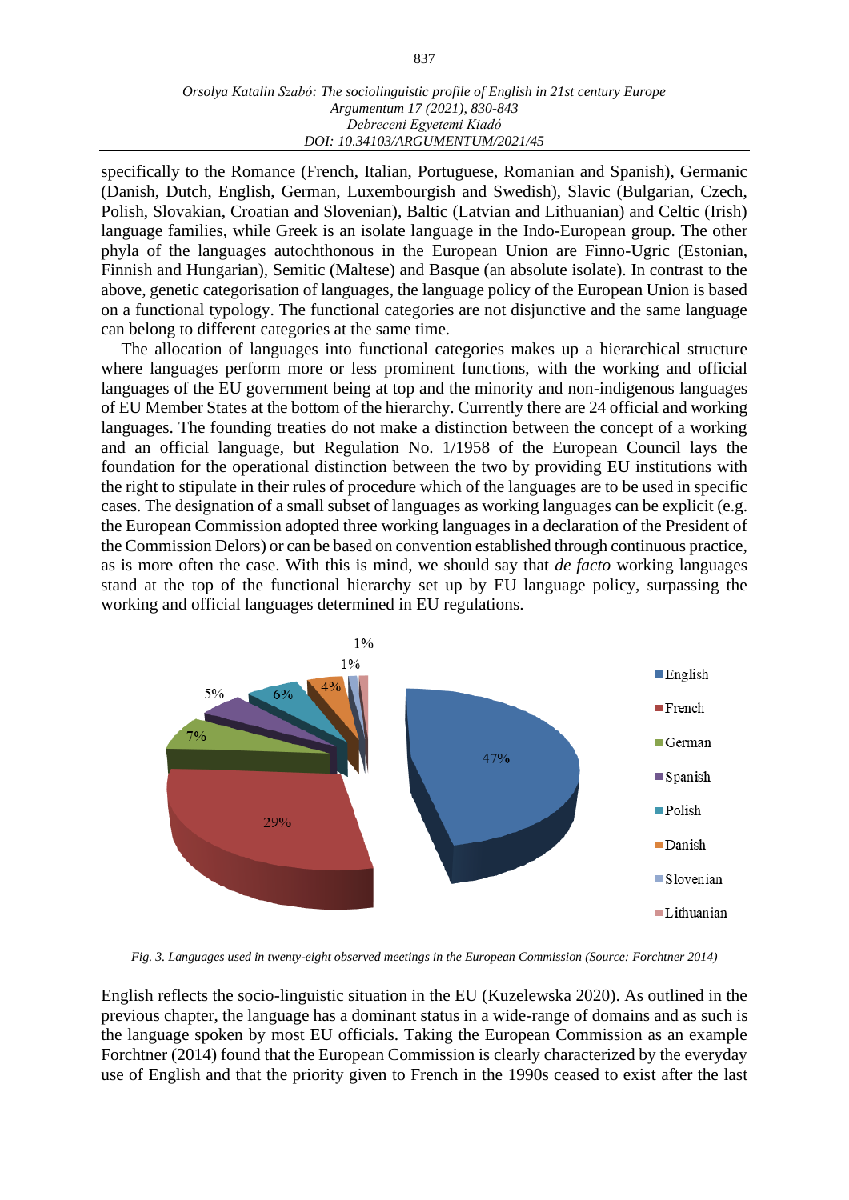specifically to the Romance (French, Italian, Portuguese, Romanian and Spanish), Germanic (Danish, Dutch, English, German, Luxembourgish and Swedish), Slavic (Bulgarian, Czech, Polish, Slovakian, Croatian and Slovenian), Baltic (Latvian and Lithuanian) and Celtic (Irish) language families, while Greek is an isolate language in the Indo-European group. The other phyla of the languages autochthonous in the European Union are Finno-Ugric (Estonian, Finnish and Hungarian), Semitic (Maltese) and Basque (an absolute isolate). In contrast to the above, genetic categorisation of languages, the language policy of the European Union is based on a functional typology. The functional categories are not disjunctive and the same language can belong to different categories at the same time.

The allocation of languages into functional categories makes up a hierarchical structure where languages perform more or less prominent functions, with the working and official languages of the EU government being at top and the minority and non-indigenous languages of EU Member States at the bottom of the hierarchy. Currently there are 24 official and working languages. The founding treaties do not make a distinction between the concept of a working and an official language, but Regulation No. 1/1958 of the European Council lays the foundation for the operational distinction between the two by providing EU institutions with the right to stipulate in their rules of procedure which of the languages are to be used in specific cases. The designation of a small subset of languages as working languages can be explicit (e.g. the European Commission adopted three working languages in a declaration of the President of the Commission Delors) or can be based on convention established through continuous practice, as is more often the case. With this is mind, we should say that *de facto* working languages stand at the top of the functional hierarchy set up by EU language policy, surpassing the working and official languages determined in EU regulations.

| Language | Share |
|---|---|
| English | 47% |
| French | 29% |
| German | 7% |
| Spanish | 5% |
| Polish | 6% |
| Danish | 4% |
| Slovenian | 1% |
| Lithuanian | 1% |

*Fig. 3. Languages used in twenty-eight observed meetings in the European Commission (Source: Forchtner 2014)*

English reflects the socio-linguistic situation in the EU (Kuzelewska 2020). As outlined in the previous chapter, the language has a dominant status in a wide-range of domains and as such is the language spoken by most EU officials. Taking the European Commission as an example Forchtner (2014) found that the European Commission is clearly characterized by the everyday use of English and that the priority given to French in the 1990s ceased to exist after the last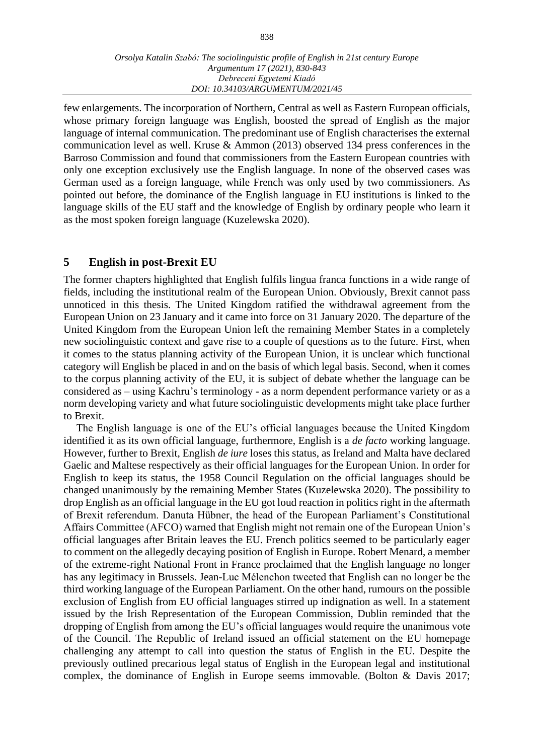few enlargements. The incorporation of Northern, Central as well as Eastern European officials, whose primary foreign language was English, boosted the spread of English as the major language of internal communication. The predominant use of English characterises the external communication level as well. Kruse & Ammon (2013) observed 134 press conferences in the Barroso Commission and found that commissioners from the Eastern European countries with only one exception exclusively use the English language. In none of the observed cases was German used as a foreign language, while French was only used by two commissioners. As pointed out before, the dominance of the English language in EU institutions is linked to the language skills of the EU staff and the knowledge of English by ordinary people who learn it as the most spoken foreign language (Kuzelewska 2020).

## 5 English in post-Brexit EU

The former chapters highlighted that English fulfils lingua franca functions in a wide range of fields, including the institutional realm of the European Union. Obviously, Brexit cannot pass unnoticed in this thesis. The United Kingdom ratified the withdrawal agreement from the European Union on 23 January and it came into force on 31 January 2020. The departure of the United Kingdom from the European Union left the remaining Member States in a completely new sociolinguistic context and gave rise to a couple of questions as to the future. First, when it comes to the status planning activity of the European Union, it is unclear which functional category will English be placed in and on the basis of which legal basis. Second, when it comes to the corpus planning activity of the EU, it is subject of debate whether the language can be considered as – using Kachru's terminology - as a norm dependent performance variety or as a norm developing variety and what future sociolinguistic developments might take place further to Brexit.

The English language is one of the EU's official languages because the United Kingdom identified it as its own official language, furthermore, English is a *de facto* working language. However, further to Brexit, English *de iure* loses this status, as Ireland and Malta have declared Gaelic and Maltese respectively as their official languages for the European Union. In order for English to keep its status, the 1958 Council Regulation on the official languages should be changed unanimously by the remaining Member States (Kuzelewska 2020). The possibility to drop English as an official language in the EU got loud reaction in politics right in the aftermath of Brexit referendum. Danuta Hübner, the head of the European Parliament's Constitutional Affairs Committee (AFCO) warned that English might not remain one of the European Union's official languages after Britain leaves the EU. French politics seemed to be particularly eager to comment on the allegedly decaying position of English in Europe. Robert Menard, a member of the extreme-right National Front in France proclaimed that the English language no longer has any legitimacy in Brussels. Jean-Luc Mélenchon tweeted that English can no longer be the third working language of the European Parliament. On the other hand, rumours on the possible exclusion of English from EU official languages stirred up indignation as well. In a statement issued by the Irish Representation of the European Commission, Dublin reminded that the dropping of English from among the EU's official languages would require the unanimous vote of the Council. The Republic of Ireland issued an official statement on the EU homepage challenging any attempt to call into question the status of English in the EU. Despite the previously outlined precarious legal status of English in the European legal and institutional complex, the dominance of English in Europe seems immovable. (Bolton & Davis 2017;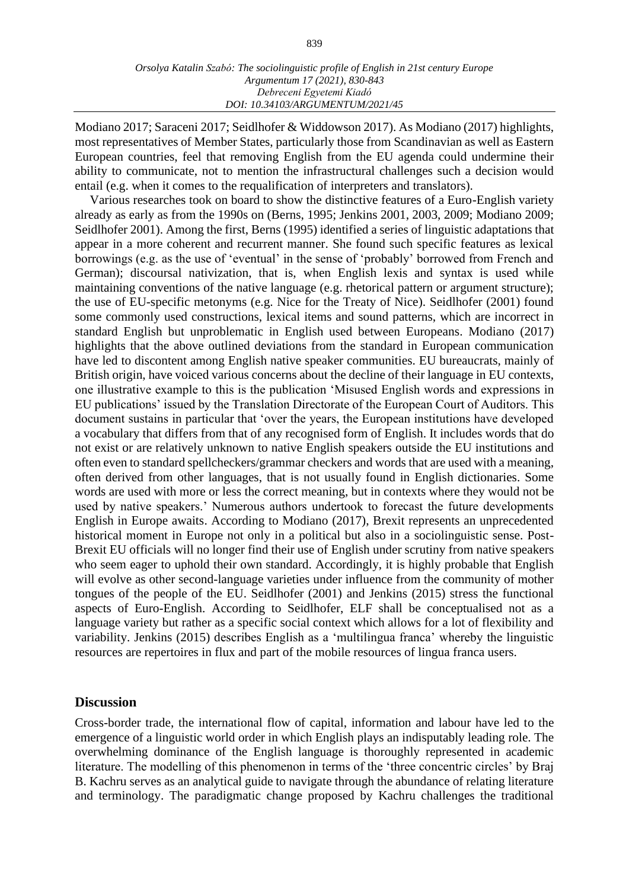Modiano 2017; Saraceni 2017; Seidlhofer & Widdowson 2017). As Modiano (2017) highlights, most representatives of Member States, particularly those from Scandinavian as well as Eastern European countries, feel that removing English from the EU agenda could undermine their ability to communicate, not to mention the infrastructural challenges such a decision would entail (e.g. when it comes to the requalification of interpreters and translators).

Various researches took on board to show the distinctive features of a Euro-English variety already as early as from the 1990s on (Berns, 1995; Jenkins 2001, 2003, 2009; Modiano 2009; Seidlhofer 2001). Among the first, Berns (1995) identified a series of linguistic adaptations that appear in a more coherent and recurrent manner. She found such specific features as lexical borrowings (e.g. as the use of 'eventual' in the sense of 'probably' borrowed from French and German); discoursal nativization, that is, when English lexis and syntax is used while maintaining conventions of the native language (e.g. rhetorical pattern or argument structure); the use of EU-specific metonyms (e.g. Nice for the Treaty of Nice). Seidlhofer (2001) found some commonly used constructions, lexical items and sound patterns, which are incorrect in standard English but unproblematic in English used between Europeans. Modiano (2017) highlights that the above outlined deviations from the standard in European communication have led to discontent among English native speaker communities. EU bureaucrats, mainly of British origin, have voiced various concerns about the decline of their language in EU contexts, one illustrative example to this is the publication 'Misused English words and expressions in EU publications' issued by the Translation Directorate of the European Court of Auditors. This document sustains in particular that 'over the years, the European institutions have developed a vocabulary that differs from that of any recognised form of English. It includes words that do not exist or are relatively unknown to native English speakers outside the EU institutions and often even to standard spellcheckers/grammar checkers and words that are used with a meaning, often derived from other languages, that is not usually found in English dictionaries. Some words are used with more or less the correct meaning, but in contexts where they would not be used by native speakers.' Numerous authors undertook to forecast the future developments English in Europe awaits. According to Modiano (2017), Brexit represents an unprecedented historical moment in Europe not only in a political but also in a sociolinguistic sense. Post-Brexit EU officials will no longer find their use of English under scrutiny from native speakers who seem eager to uphold their own standard. Accordingly, it is highly probable that English will evolve as other second-language varieties under influence from the community of mother tongues of the people of the EU. Seidlhofer (2001) and Jenkins (2015) stress the functional aspects of Euro-English. According to Seidlhofer, ELF shall be conceptualised not as a language variety but rather as a specific social context which allows for a lot of flexibility and variability. Jenkins (2015) describes English as a 'multilingua franca' whereby the linguistic resources are repertoires in flux and part of the mobile resources of lingua franca users.

## Discussion

Cross-border trade, the international flow of capital, information and labour have led to the emergence of a linguistic world order in which English plays an indisputably leading role. The overwhelming dominance of the English language is thoroughly represented in academic literature. The modelling of this phenomenon in terms of the 'three concentric circles' by Braj B. Kachru serves as an analytical guide to navigate through the abundance of relating literature and terminology. The paradigmatic change proposed by Kachru challenges the traditional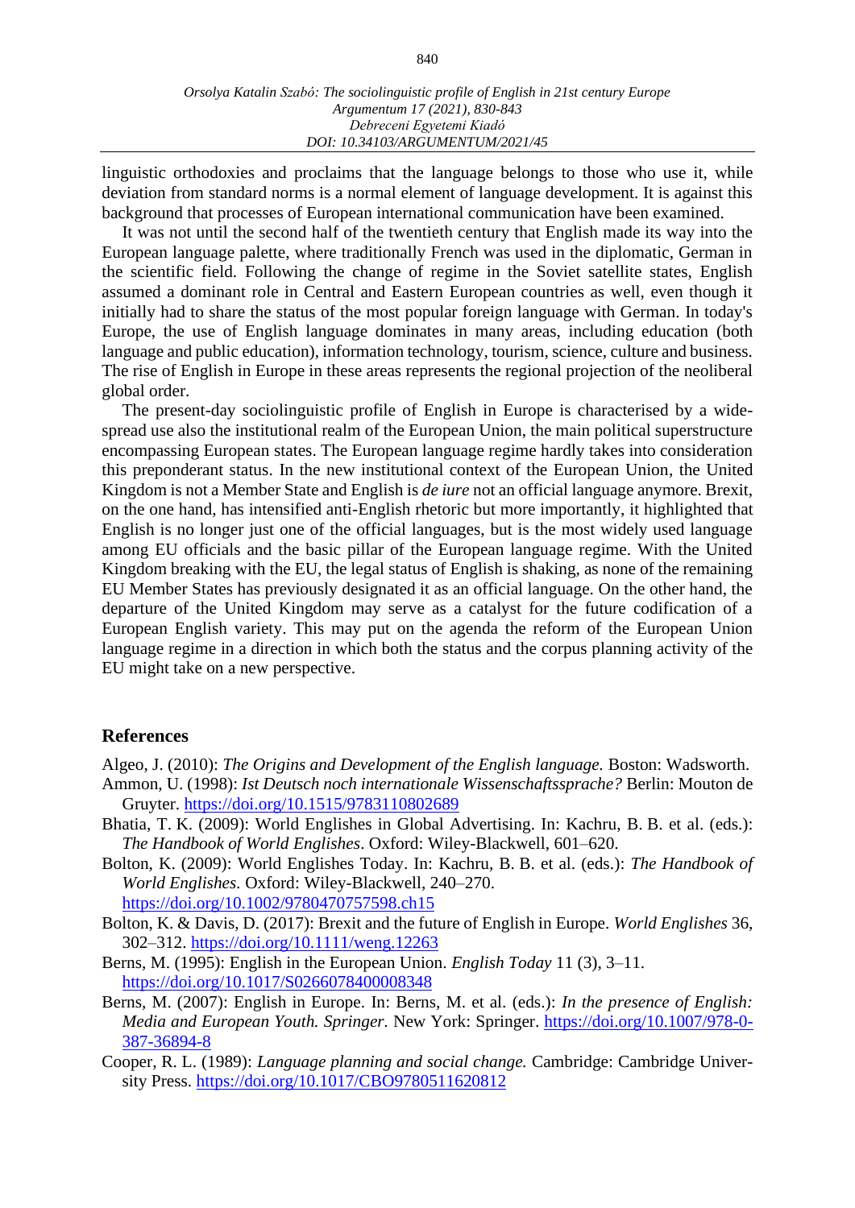linguistic orthodoxies and proclaims that the language belongs to those who use it, while deviation from standard norms is a normal element of language development. It is against this background that processes of European international communication have been examined.

It was not until the second half of the twentieth century that English made its way into the European language palette, where traditionally French was used in the diplomatic, German in the scientific field. Following the change of regime in the Soviet satellite states, English assumed a dominant role in Central and Eastern European countries as well, even though it initially had to share the status of the most popular foreign language with German. In today's Europe, the use of English language dominates in many areas, including education (both language and public education), information technology, tourism, science, culture and business. The rise of English in Europe in these areas represents the regional projection of the neoliberal global order.

The present-day sociolinguistic profile of English in Europe is characterised by a wide-spread use also the institutional realm of the European Union, the main political superstructure encompassing European states. The European language regime hardly takes into consideration this preponderant status. In the new institutional context of the European Union, the United Kingdom is not a Member State and English is *de iure* not an official language anymore. Brexit, on the one hand, has intensified anti-English rhetoric but more importantly, it highlighted that English is no longer just one of the official languages, but is the most widely used language among EU officials and the basic pillar of the European language regime. With the United Kingdom breaking with the EU, the legal status of English is shaking, as none of the remaining EU Member States has previously designated it as an official language. On the other hand, the departure of the United Kingdom may serve as a catalyst for the future codification of a European English variety. This may put on the agenda the reform of the European Union language regime in a direction in which both the status and the corpus planning activity of the EU might take on a new perspective.

## References

Algeo, J. (2010): *The Origins and Development of the English language.* Boston: Wadsworth.

Ammon, U. (1998): *Ist Deutsch noch internationale Wissenschaftssprache?* Berlin: Mouton de Gruyter. https://doi.org/10.1515/9783110802689

Bhatia, T. K. (2009): World Englishes in Global Advertising. In: Kachru, B. B. et al. (eds.): *The Handbook of World Englishes*. Oxford: Wiley-Blackwell, 601–620.

Bolton, K. (2009): World Englishes Today. In: Kachru, B. B. et al. (eds.): *The Handbook of World Englishes.* Oxford: Wiley-Blackwell, 240–270. https://doi.org/10.1002/9780470757598.ch15

Bolton, K. & Davis, D. (2017): Brexit and the future of English in Europe. *World Englishes* 36, 302–312. https://doi.org/10.1111/weng.12263

Berns, M. (1995): English in the European Union. *English Today* 11 (3), 3–11. https://doi.org/10.1017/S0266078400008348

Berns, M. (2007): English in Europe. In: Berns, M. et al. (eds.): *In the presence of English: Media and European Youth. Springer.* New York: Springer. https://doi.org/10.1007/978-0-387-36894-8

Cooper, R. L. (1989): *Language planning and social change.* Cambridge: Cambridge University Press. https://doi.org/10.1017/CBO9780511620812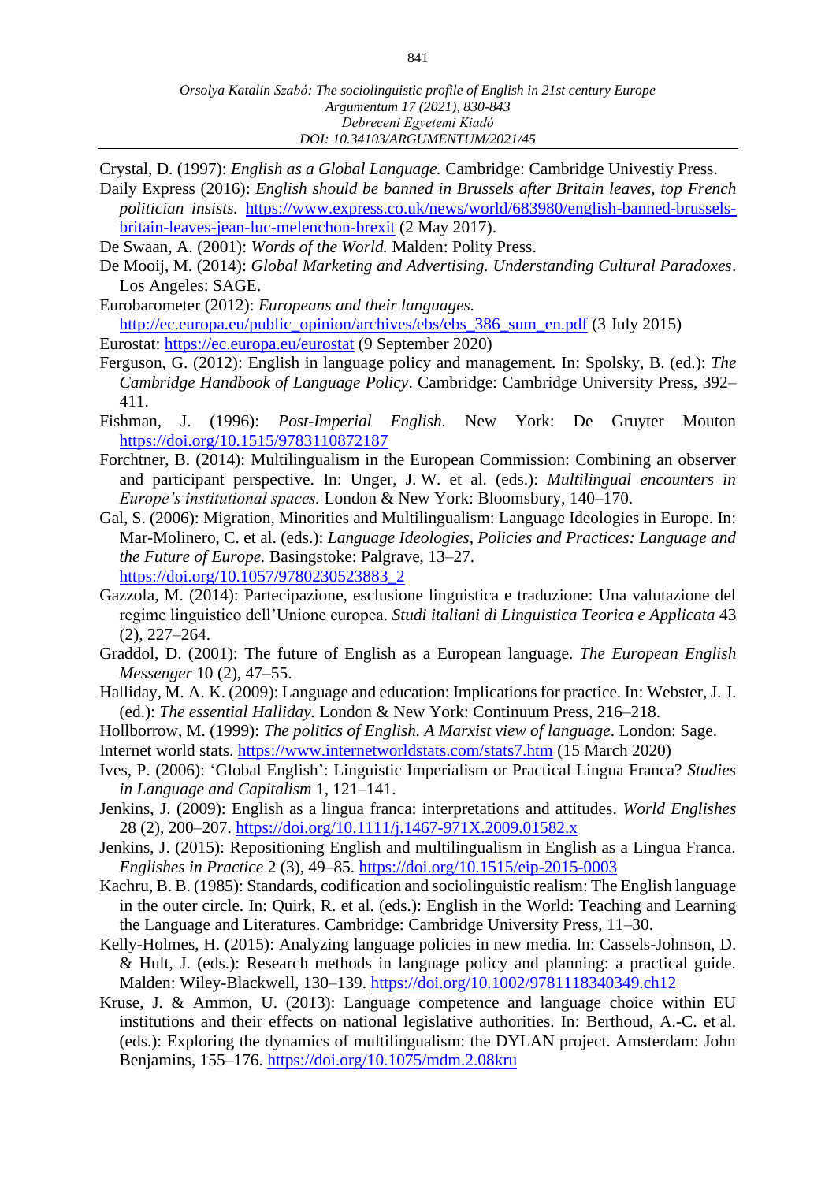Crystal, D. (1997): *English as a Global Language.* Cambridge: Cambridge Univestiy Press.

Daily Express (2016): *English should be banned in Brussels after Britain leaves, top French politician insists.* https://www.express.co.uk/news/world/683980/english-banned-brussels-britain-leaves-jean-luc-melenchon-brexit (2 May 2017).

De Swaan, A. (2001): *Words of the World.* Malden: Polity Press.

De Mooij, M. (2014): *Global Marketing and Advertising. Understanding Cultural Paradoxes*. Los Angeles: SAGE.

Eurobarometer (2012): *Europeans and their languages.* http://ec.europa.eu/public_opinion/archives/ebs/ebs_386_sum_en.pdf (3 July 2015)

Eurostat: https://ec.europa.eu/eurostat (9 September 2020)

Ferguson, G. (2012): English in language policy and management. In: Spolsky, B. (ed.): *The Cambridge Handbook of Language Policy*. Cambridge: Cambridge University Press, 392–411.

Fishman, J. (1996): *Post-Imperial English.* New York: De Gruyter Mouton https://doi.org/10.1515/9783110872187

Forchtner, B. (2014): Multilingualism in the European Commission: Combining an observer and participant perspective. In: Unger, J. W. et al. (eds.): *Multilingual encounters in Europe's institutional spaces.* London & New York: Bloomsbury, 140–170.

Gal, S. (2006): Migration, Minorities and Multilingualism: Language Ideologies in Europe. In: Mar-Molinero, C. et al. (eds.): *Language Ideologies, Policies and Practices: Language and the Future of Europe.* Basingstoke: Palgrave, 13–27. https://doi.org/10.1057/9780230523883_2

Gazzola, M. (2014): Partecipazione, esclusione linguistica e traduzione: Una valutazione del regime linguistico dell'Unione europea. *Studi italiani di Linguistica Teorica e Applicata* 43 (2), 227–264.

Graddol, D. (2001): The future of English as a European language. *The European English Messenger* 10 (2), 47–55.

Halliday, M. A. K. (2009): Language and education: Implications for practice. In: Webster, J. J. (ed.): *The essential Halliday.* London & New York: Continuum Press, 216–218.

Hollborrow, M. (1999): *The politics of English. A Marxist view of language*. London: Sage.

Internet world stats. https://www.internetworldstats.com/stats7.htm (15 March 2020)

Ives, P. (2006): 'Global English': Linguistic Imperialism or Practical Lingua Franca? *Studies in Language and Capitalism* 1, 121–141.

Jenkins, J. (2009): English as a lingua franca: interpretations and attitudes. *World Englishes* 28 (2), 200–207. https://doi.org/10.1111/j.1467-971X.2009.01582.x

Jenkins, J. (2015): Repositioning English and multilingualism in English as a Lingua Franca. *Englishes in Practice* 2 (3), 49–85. https://doi.org/10.1515/eip-2015-0003

Kachru, B. B. (1985): Standards, codification and sociolinguistic realism: The English language in the outer circle. In: Quirk, R. et al. (eds.): English in the World: Teaching and Learning the Language and Literatures. Cambridge: Cambridge University Press, 11–30.

Kelly-Holmes, H. (2015): Analyzing language policies in new media. In: Cassels-Johnson, D. & Hult, J. (eds.): Research methods in language policy and planning: a practical guide. Malden: Wiley-Blackwell, 130–139. https://doi.org/10.1002/9781118340349.ch12

Kruse, J. & Ammon, U. (2013): Language competence and language choice within EU institutions and their effects on national legislative authorities. In: Berthoud, A.-C. et al. (eds.): Exploring the dynamics of multilingualism: the DYLAN project. Amsterdam: John Benjamins, 155–176. https://doi.org/10.1075/mdm.2.08kru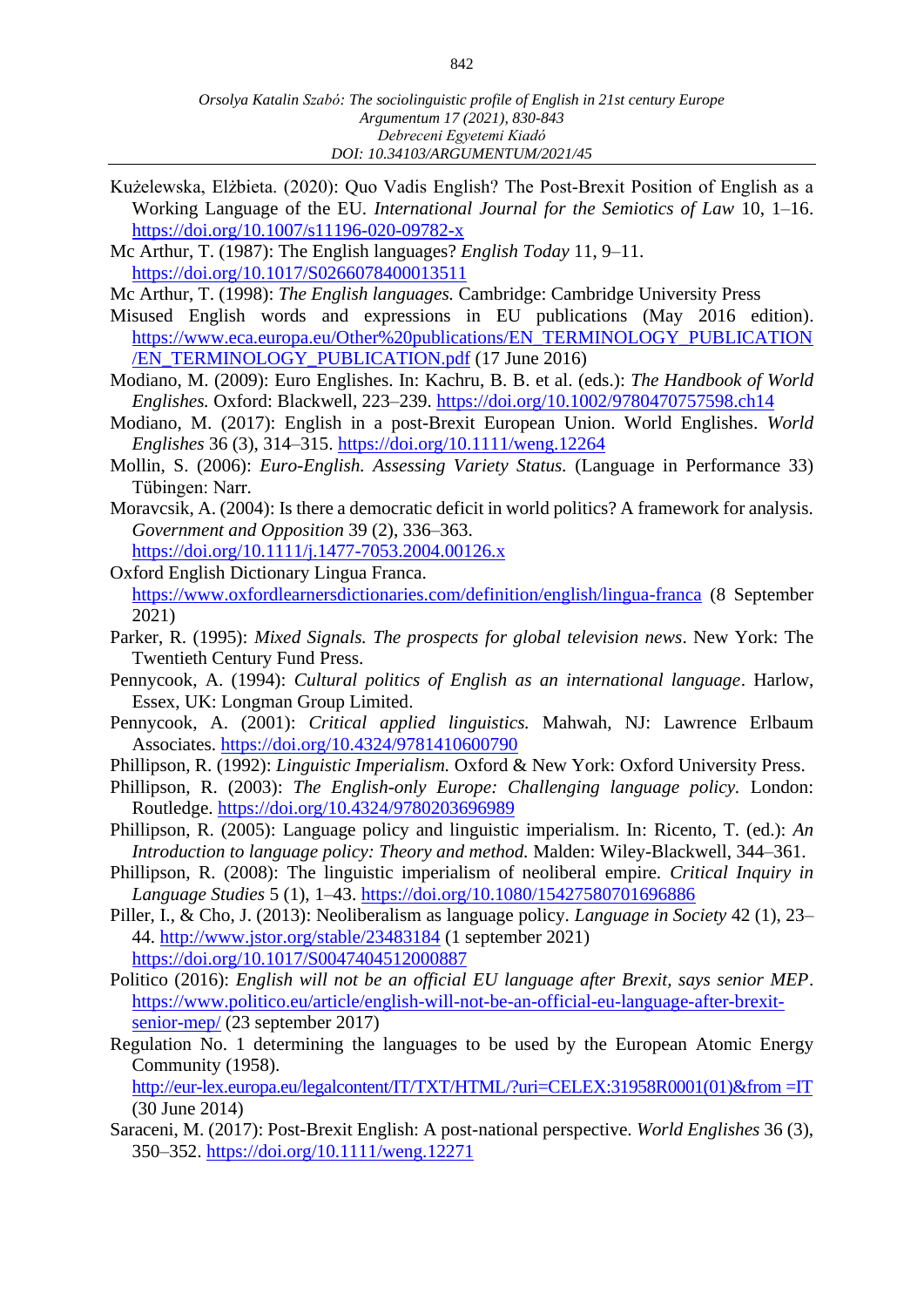Kużelewska, Elżbieta. (2020): Quo Vadis English? The Post-Brexit Position of English as a Working Language of the EU. *International Journal for the Semiotics of Law* 10, 1–16. https://doi.org/10.1007/s11196-020-09782-x

Mc Arthur, T. (1987): The English languages? *English Today* 11, 9–11. https://doi.org/10.1017/S0266078400013511

Mc Arthur, T. (1998): *The English languages.* Cambridge: Cambridge University Press

Misused English words and expressions in EU publications (May 2016 edition). https://www.eca.europa.eu/Other%20publications/EN_TERMINOLOGY_PUBLICATION/EN_TERMINOLOGY_PUBLICATION.pdf (17 June 2016)

Modiano, M. (2009): Euro Englishes. In: Kachru, B. B. et al. (eds.): *The Handbook of World Englishes.* Oxford: Blackwell, 223–239. https://doi.org/10.1002/9780470757598.ch14

Modiano, M. (2017): English in a post-Brexit European Union. World Englishes. *World Englishes* 36 (3), 314–315. https://doi.org/10.1111/weng.12264

Mollin, S. (2006): *Euro-English. Assessing Variety Status.* (Language in Performance 33) Tübingen: Narr.

Moravcsik, A. (2004): Is there a democratic deficit in world politics? A framework for analysis. *Government and Opposition* 39 (2), 336–363. https://doi.org/10.1111/j.1477-7053.2004.00126.x

Oxford English Dictionary Lingua Franca. https://www.oxfordlearnersdictionaries.com/definition/english/lingua-franca (8 September 2021)

Parker, R. (1995): *Mixed Signals. The prospects for global television news*. New York: The Twentieth Century Fund Press.

Pennycook, A. (1994): *Cultural politics of English as an international language*. Harlow, Essex, UK: Longman Group Limited.

Pennycook, A. (2001): *Critical applied linguistics.* Mahwah, NJ: Lawrence Erlbaum Associates. https://doi.org/10.4324/9781410600790

Phillipson, R. (1992): *Linguistic Imperialism.* Oxford & New York: Oxford University Press.

Phillipson, R. (2003): *The English-only Europe: Challenging language policy.* London: Routledge. https://doi.org/10.4324/9780203696989

Phillipson, R. (2005): Language policy and linguistic imperialism. In: Ricento, T. (ed.): *An Introduction to language policy: Theory and method.* Malden: Wiley-Blackwell, 344–361.

Phillipson, R. (2008): The linguistic imperialism of neoliberal empire. *Critical Inquiry in Language Studies* 5 (1), 1–43. https://doi.org/10.1080/15427580701696886

Piller, I., & Cho, J. (2013): Neoliberalism as language policy. *Language in Society* 42 (1), 23–44. http://www.jstor.org/stable/23483184 (1 september 2021) https://doi.org/10.1017/S0047404512000887

Politico (2016): *English will not be an official EU language after Brexit, says senior MEP*. https://www.politico.eu/article/english-will-not-be-an-official-eu-language-after-brexit-senior-mep/ (23 september 2017)

Regulation No. 1 determining the languages to be used by the European Atomic Energy Community (1958). http://eur-lex.europa.eu/legalcontent/IT/TXT/HTML/?uri=CELEX:31958R0001(01)&from =IT (30 June 2014)

Saraceni, M. (2017): Post-Brexit English: A post-national perspective. *World Englishes* 36 (3), 350–352. https://doi.org/10.1111/weng.12271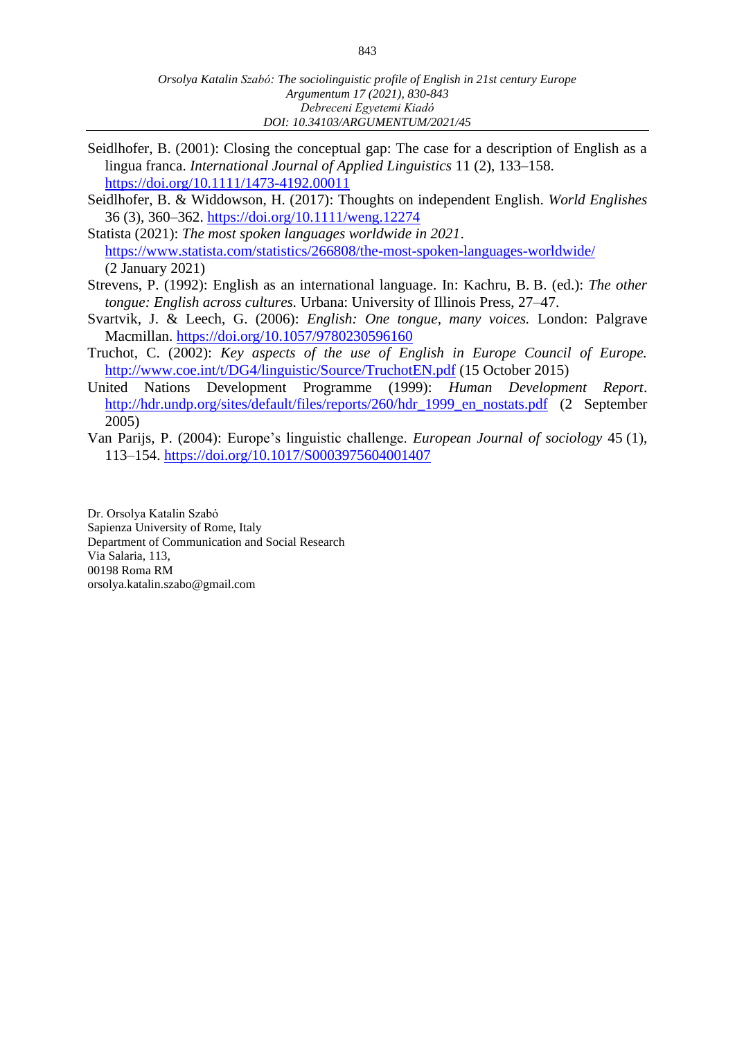Seidlhofer, B. (2001): Closing the conceptual gap: The case for a description of English as a lingua franca. *International Journal of Applied Linguistics* 11 (2), 133–158. https://doi.org/10.1111/1473-4192.00011

Seidlhofer, B. & Widdowson, H. (2017): Thoughts on independent English. *World Englishes* 36 (3), 360–362. https://doi.org/10.1111/weng.12274

Statista (2021): *The most spoken languages worldwide in 2021*. https://www.statista.com/statistics/266808/the-most-spoken-languages-worldwide/ (2 January 2021)

Strevens, P. (1992): English as an international language. In: Kachru, B. B. (ed.): *The other tongue: English across cultures.* Urbana: University of Illinois Press, 27–47.

Svartvik, J. & Leech, G. (2006): *English: One tongue, many voices.* London: Palgrave Macmillan. https://doi.org/10.1057/9780230596160

Truchot, C. (2002): *Key aspects of the use of English in Europe Council of Europe.* http://www.coe.int/t/DG4/linguistic/Source/TruchotEN.pdf (15 October 2015)

United Nations Development Programme (1999): *Human Development Report*. http://hdr.undp.org/sites/default/files/reports/260/hdr_1999_en_nostats.pdf (2 September 2005)

Van Parijs, P. (2004): Europe's linguistic challenge. *European Journal of sociology* 45 (1), 113–154. https://doi.org/10.1017/S0003975604001407

Dr. Orsolya Katalin Szabó
Sapienza University of Rome, Italy
Department of Communication and Social Research
Via Salaria, 113,
00198 Roma RM
orsolya.katalin.szabo@gmail.com